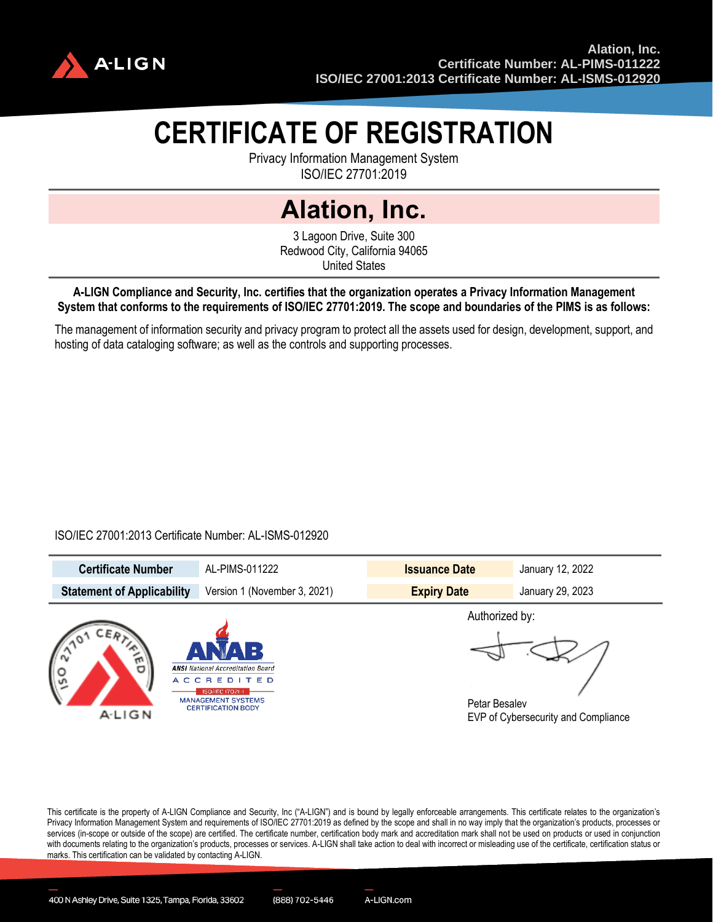A-LIGN

Alation, Inc.
Certificate Number: AL-PIMS-011222
ISO/IEC 27001:2013 Certificate Number: AL-ISMS-012920

# CERTIFICATE OF REGISTRATION

Privacy Information Management System
ISO/IEC 27701:2019

## Alation, Inc.

3 Lagoon Drive, Suite 300
Redwood City, California 94065
United States

**A-LIGN Compliance and Security, Inc. certifies that the organization operates a Privacy Information Management System that conforms to the requirements of ISO/IEC 27701:2019. The scope and boundaries of the PIMS is as follows:**

The management of information security and privacy program to protect all the assets used for design, development, support, and hosting of data cataloging software; as well as the controls and supporting processes.

ISO/IEC 27001:2013 Certificate Number: AL-ISMS-012920

| | | | |
|---|---|---|---|
| **Certificate Number** | AL-PIMS-011222 | **Issuance Date** | January 12, 2022 |
| **Statement of Applicability** | Version 1 (November 3, 2021) | **Expiry Date** | January 29, 2023 |

ISO 27701 CERTIFIED
A-LIGN

ANAB
ANSI National Accreditation Board
ACCREDITED
ISO/IEC 17021-1
MANAGEMENT SYSTEMS CERTIFICATION BODY

Authorized by:

Petar Besalev
EVP of Cybersecurity and Compliance

This certificate is the property of A-LIGN Compliance and Security, Inc ("A-LIGN") and is bound by legally enforceable arrangements. This certificate relates to the organization's Privacy Information Management System and requirements of ISO/IEC 27701:2019 as defined by the scope and shall in no way imply that the organization's products, processes or services (in-scope or outside of the scope) are certified. The certificate number, certification body mark and accreditation mark shall not be used on products or used in conjunction with documents relating to the organization's products, processes or services. A-LIGN shall take action to deal with incorrect or misleading use of the certificate, certification status or marks. This certification can be validated by contacting A-LIGN.

400 N Ashley Drive, Suite 1325, Tampa, Florida, 33602 | (888) 702-5446 | A-LIGN.com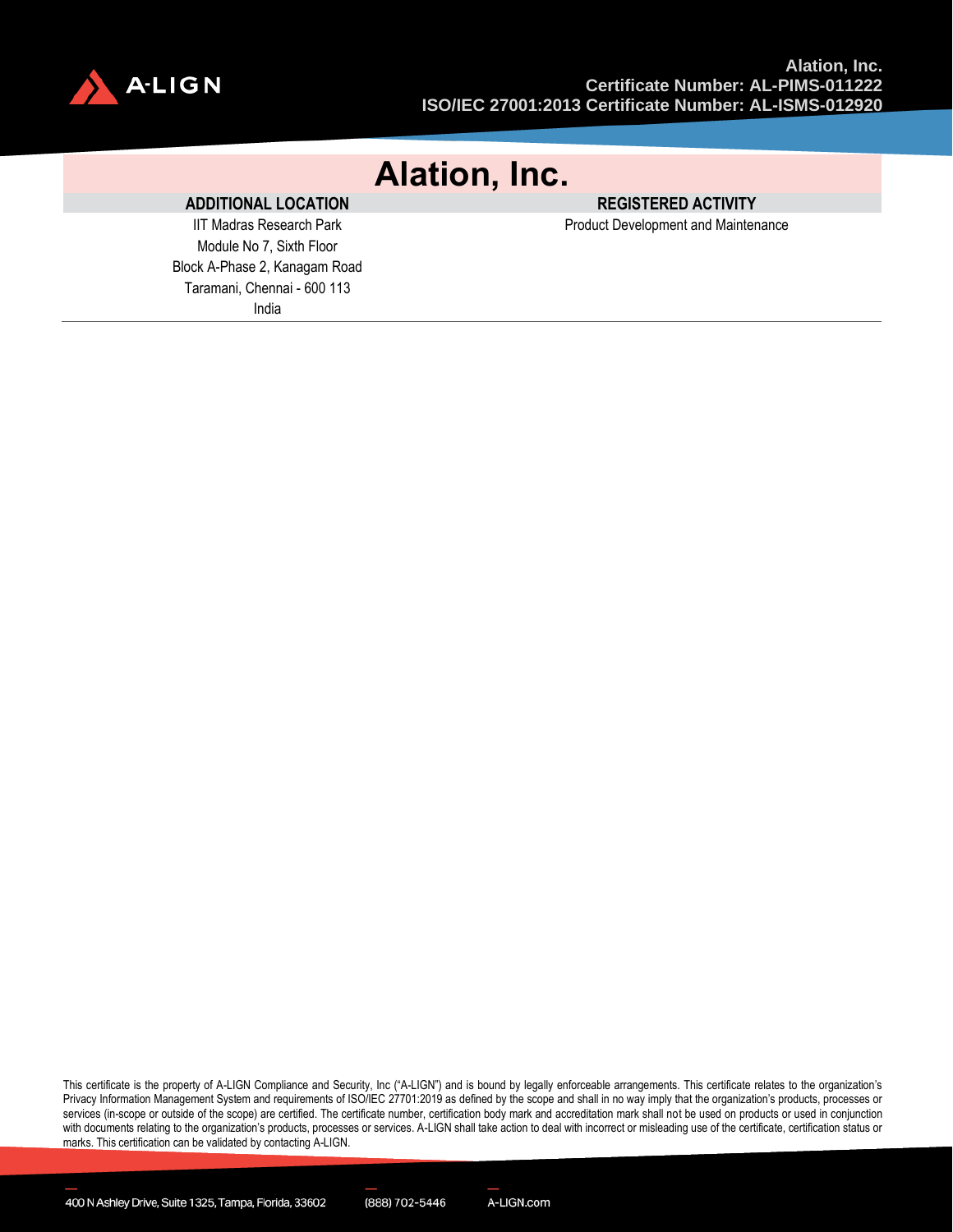Alation, Inc.
Certificate Number: AL-PIMS-011222
ISO/IEC 27001:2013 Certificate Number: AL-ISMS-012920

# Alation, Inc.

| ADDITIONAL LOCATION | REGISTERED ACTIVITY |
| --- | --- |
| IIT Madras Research Park<br>Module No 7, Sixth Floor<br>Block A-Phase 2, Kanagam Road<br>Taramani, Chennai - 600 113<br>India | Product Development and Maintenance |

This certificate is the property of A-LIGN Compliance and Security, Inc ("A-LIGN") and is bound by legally enforceable arrangements. This certificate relates to the organization's Privacy Information Management System and requirements of ISO/IEC 27701:2019 as defined by the scope and shall in no way imply that the organization's products, processes or services (in-scope or outside of the scope) are certified. The certificate number, certification body mark and accreditation mark shall not be used on products or used in conjunction with documents relating to the organization's products, processes or services. A-LIGN shall take action to deal with incorrect or misleading use of the certificate, certification status or marks. This certification can be validated by contacting A-LIGN.

400 N Ashley Drive, Suite 1325, Tampa, Florida, 33602 (888) 702-5446 A-LIGN.com